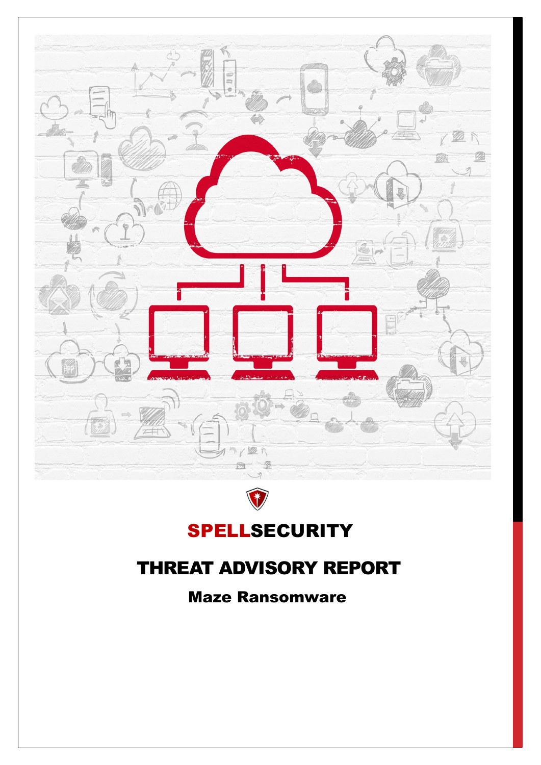# SPELLSECURITY

# THREAT ADVISORY REPORT

## Maze Ransomware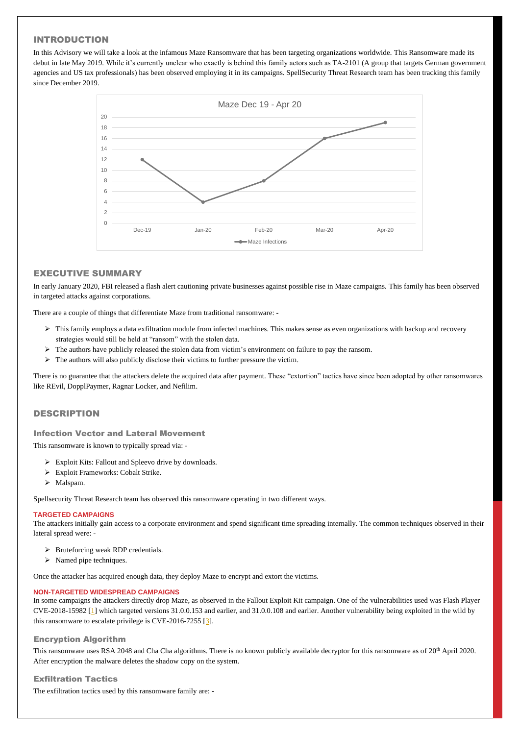## INTRODUCTION

In this Advisory we will take a look at the infamous Maze Ransomware that has been targeting organizations worldwide. This Ransomware made its debut in late May 2019. While it's currently unclear who exactly is behind this family actors such as TA-2101 (A group that targets German government agencies and US tax professionals) has been observed employing it in its campaigns. SpellSecurity Threat Research team has been tracking this family since December 2019.

## EXECUTIVE SUMMARY

In early January 2020, FBI released a flash alert cautioning private businesses against possible rise in Maze campaigns. This family has been observed in targeted attacks against corporations.

There are a couple of things that differentiate Maze from traditional ransomware: -

- This family employs a data exfiltration module from infected machines. This makes sense as even organizations with backup and recovery strategies would still be held at "ransom" with the stolen data.
- The authors have publicly released the stolen data from victim's environment on failure to pay the ransom.
- The authors will also publicly disclose their victims to further pressure the victim.

There is no guarantee that the attackers delete the acquired data after payment. These "extortion" tactics have since been adopted by other ransomwares like REvil, DopplPaymer, Ragnar Locker, and Nefilim.

## DESCRIPTION

### Infection Vector and Lateral Movement

This ransomware is known to typically spread via: -

- Exploit Kits: Fallout and Spleevo drive by downloads.
- Exploit Frameworks: Cobalt Strike.
- Malspam.

Spellsecurity Threat Research team has observed this ransomware operating in two different ways.

#### TARGETED CAMPAIGNS

The attackers initially gain access to a corporate environment and spend significant time spreading internally. The common techniques observed in their lateral spread were: -

- Bruteforcing weak RDP credentials.
- Named pipe techniques.

Once the attacker has acquired enough data, they deploy Maze to encrypt and extort the victims.

#### NON-TARGETED WIDESPREAD CAMPAIGNS

In some campaigns the attackers directly drop Maze, as observed in the Fallout Exploit Kit campaign. One of the vulnerabilities used was Flash Player CVE-2018-15982 [1] which targeted versions 31.0.0.153 and earlier, and 31.0.0.108 and earlier. Another vulnerability being exploited in the wild by this ransomware to escalate privilege is CVE-2016-7255 [3].

### Encryption Algorithm

This ransomware uses RSA 2048 and Cha Cha algorithms. There is no known publicly available decryptor for this ransomware as of 20th April 2020. After encryption the malware deletes the shadow copy on the system.

### Exfiltration Tactics

The exfiltration tactics used by this ransomware family are: -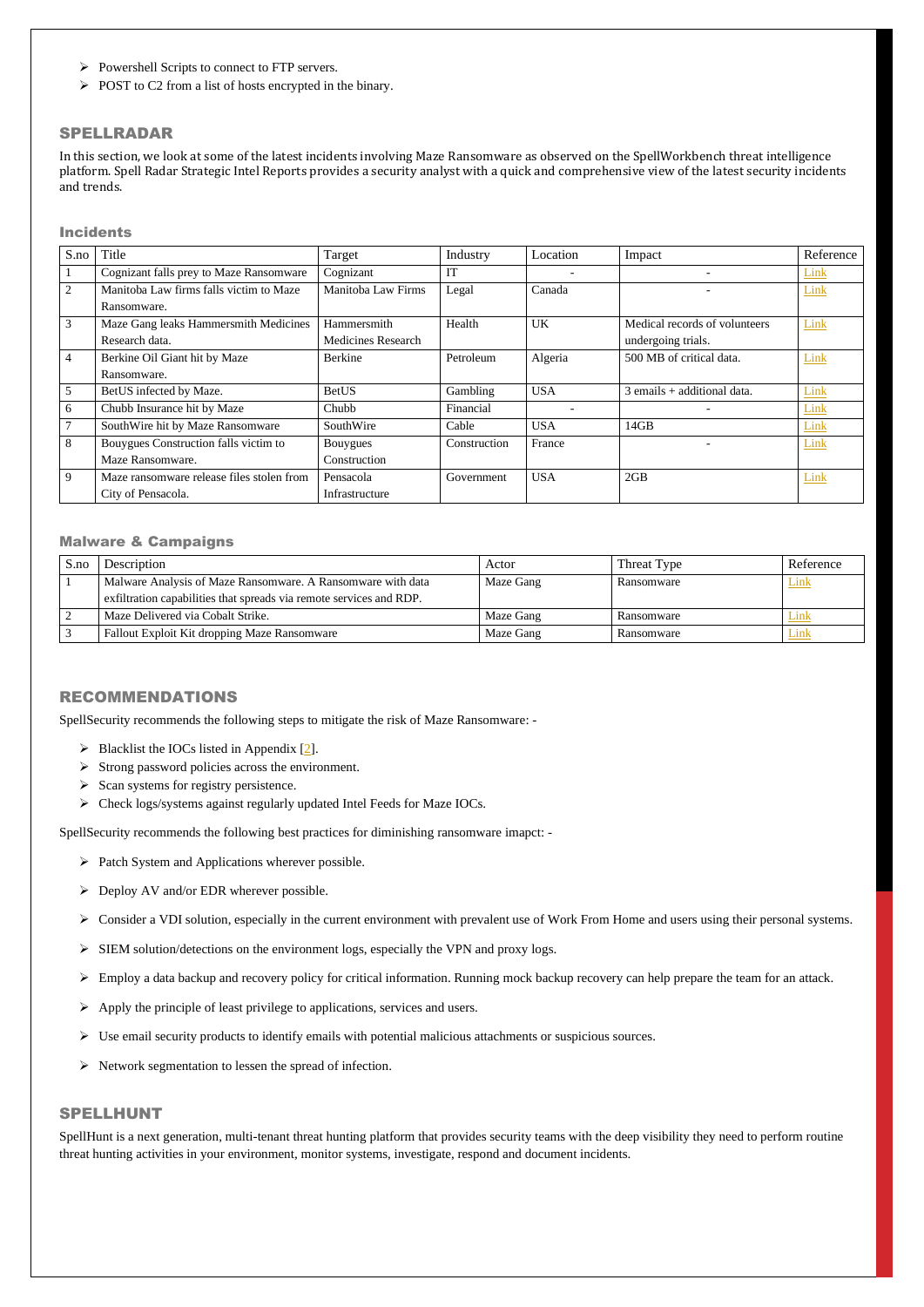- Powershell Scripts to connect to FTP servers.
- POST to C2 from a list of hosts encrypted in the binary.

## SPELLRADAR

In this section, we look at some of the latest incidents involving Maze Ransomware as observed on the SpellWorkbench threat intelligence platform. Spell Radar Strategic Intel Reports provides a security analyst with a quick and comprehensive view of the latest security incidents and trends.

### Incidents

| S.no | Title | Target | Industry | Location | Impact | Reference |
|---|---|---|---|---|---|---|
| 1 | Cognizant falls prey to Maze Ransomware | Cognizant | IT | - | - | Link |
| 2 | Manitoba Law firms falls victim to Maze Ransomware. | Manitoba Law Firms | Legal | Canada | - | Link |
| 3 | Maze Gang leaks Hammersmith Medicines Research data. | Hammersmith Medicines Research | Health | UK | Medical records of volunteers undergoing trials. | Link |
| 4 | Berkine Oil Giant hit by Maze Ransomware. | Berkine | Petroleum | Algeria | 500 MB of critical data. | Link |
| 5 | BetUS infected by Maze. | BetUS | Gambling | USA | 3 emails + additional data. | Link |
| 6 | Chubb Insurance hit by Maze | Chubb | Financial | - | - | Link |
| 7 | SouthWire hit by Maze Ransomware | SouthWire | Cable | USA | 14GB | Link |
| 8 | Bouygues Construction falls victim to Maze Ransomware. | Bouygues Construction | Construction | France | - | Link |
| 9 | Maze ransomware release files stolen from City of Pensacola. | Pensacola Infrastructure | Government | USA | 2GB | Link |

### Malware & Campaigns

| S.no | Description | Actor | Threat Type | Reference |
|---|---|---|---|---|
| 1 | Malware Analysis of Maze Ransomware. A Ransomware with data exfiltration capabilities that spreads via remote services and RDP. | Maze Gang | Ransomware | Link |
| 2 | Maze Delivered via Cobalt Strike. | Maze Gang | Ransomware | Link |
| 3 | Fallout Exploit Kit dropping Maze Ransomware | Maze Gang | Ransomware | Link |

## RECOMMENDATIONS

SpellSecurity recommends the following steps to mitigate the risk of Maze Ransomware: -

- Blacklist the IOCs listed in Appendix [2].
- Strong password policies across the environment.
- Scan systems for registry persistence.
- Check logs/systems against regularly updated Intel Feeds for Maze IOCs.

SpellSecurity recommends the following best practices for diminishing ransomware imapct: -

- Patch System and Applications wherever possible.
- Deploy AV and/or EDR wherever possible.
- Consider a VDI solution, especially in the current environment with prevalent use of Work From Home and users using their personal systems.
- SIEM solution/detections on the environment logs, especially the VPN and proxy logs.
- Employ a data backup and recovery policy for critical information. Running mock backup recovery can help prepare the team for an attack.
- Apply the principle of least privilege to applications, services and users.
- Use email security products to identify emails with potential malicious attachments or suspicious sources.
- Network segmentation to lessen the spread of infection.

## SPELLHUNT

SpellHunt is a next generation, multi-tenant threat hunting platform that provides security teams with the deep visibility they need to perform routine threat hunting activities in your environment, monitor systems, investigate, respond and document incidents.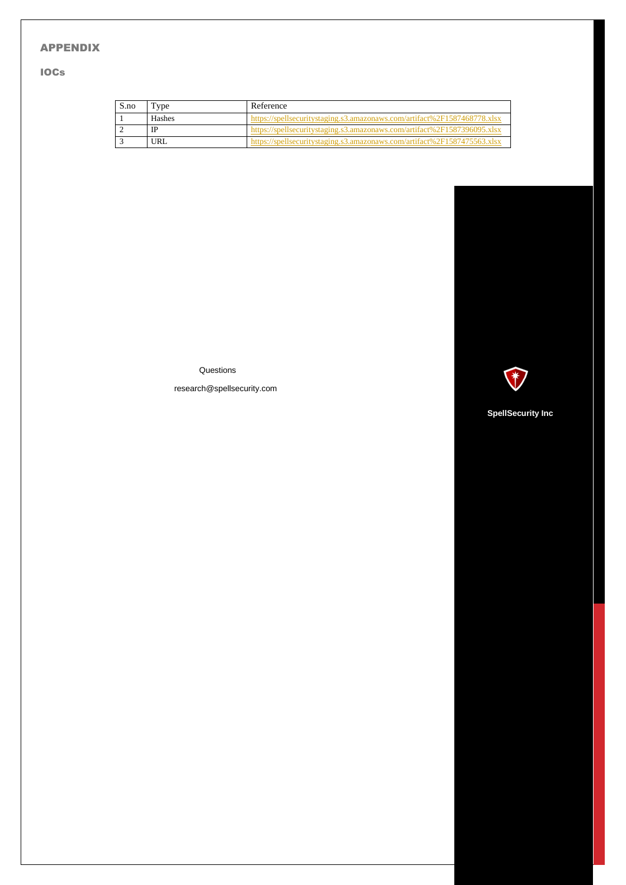## APPENDIX

### IOCs

| S.no | Type | Reference |
| --- | --- | --- |
| 1 | Hashes | https://spellsecuritystaging.s3.amazonaws.com/artifact%2F1587468778.xlsx |
| 2 | IP | https://spellsecuritystaging.s3.amazonaws.com/artifact%2F1587396095.xlsx |
| 3 | URL | https://spellsecuritystaging.s3.amazonaws.com/artifact%2F1587475563.xlsx |

Questions

research@spellsecurity.com

**SpellSecurity Inc**